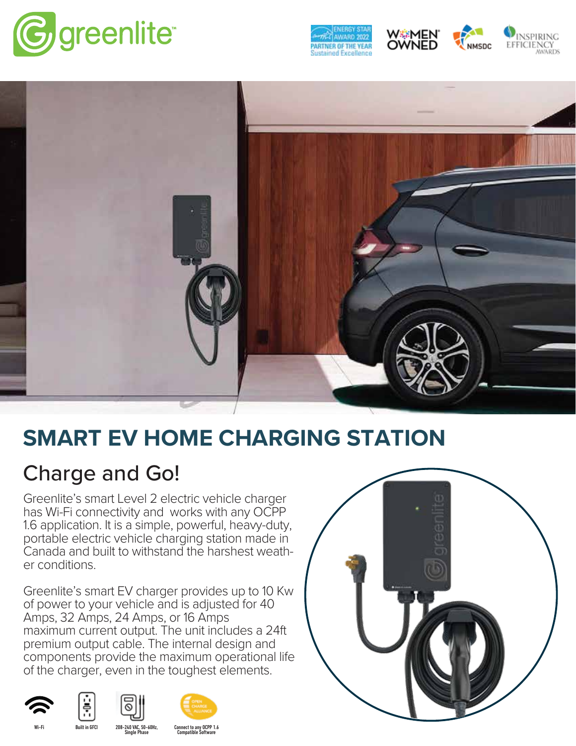greenlite™

ENERGY STAR AWARD 2022 PARTNER OF THE YEAR Sustained Excellence

WOMEN OWNED

NMSDC

INSPIRING EFFICIENCY AWARDS

# SMART EV HOME CHARGING STATION

## Charge and Go!

Greenlite's smart Level 2 electric vehicle charger has Wi-Fi connectivity and works with any OCPP 1.6 application. It is a simple, powerful, heavy-duty, portable electric vehicle charging station made in Canada and built to withstand the harshest weather conditions.

Greenlite's smart EV charger provides up to 10 Kw of power to your vehicle and is adjusted for 40 Amps, 32 Amps, 24 Amps, or 16 Amps maximum current output. The unit includes a 24ft premium output cable. The internal design and components provide the maximum operational life of the charger, even in the toughest elements.

Wi-Fi

Built in GFCI

208-240 VAC, 50-60Hz, Single Phase

Connect to any OCPP 1.6 Compatible Software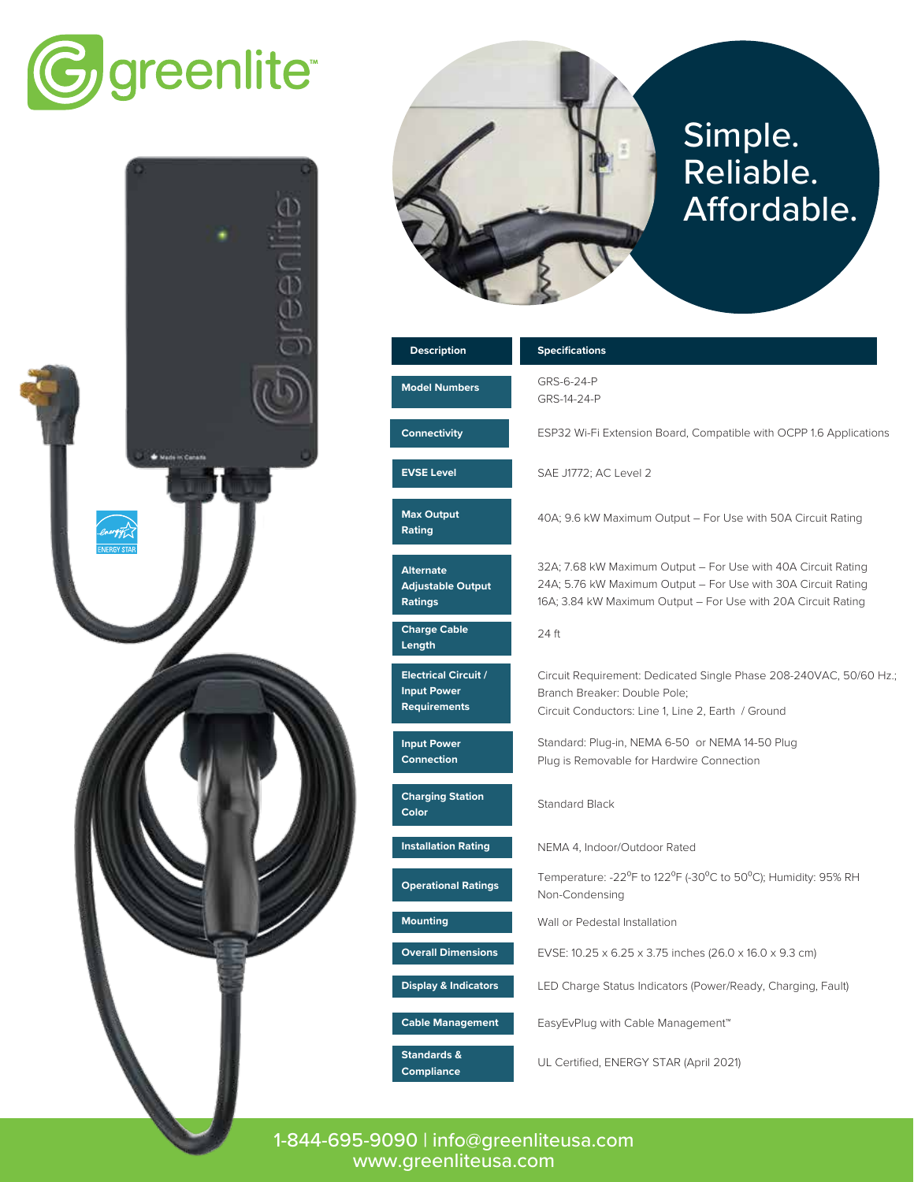# greenlite™

Simple.
Reliable.
Affordable.

| Description | Specifications |
|---|---|
| Model Numbers | GRS-6-24-P<br>GRS-14-24-P |
| Connectivity | ESP32 Wi-Fi Extension Board, Compatible with OCPP 1.6 Applications |
| EVSE Level | SAE J1772; AC Level 2 |
| Max Output Rating | 40A; 9.6 kW Maximum Output – For Use with 50A Circuit Rating |
| Alternate Adjustable Output Ratings | 32A; 7.68 kW Maximum Output – For Use with 40A Circuit Rating<br>24A; 5.76 kW Maximum Output – For Use with 30A Circuit Rating<br>16A; 3.84 kW Maximum Output – For Use with 20A Circuit Rating |
| Charge Cable Length | 24 ft |
| Electrical Circuit / Input Power Requirements | Circuit Requirement: Dedicated Single Phase 208-240VAC, 50/60 Hz.;<br>Branch Breaker: Double Pole;<br>Circuit Conductors: Line 1, Line 2, Earth / Ground |
| Input Power Connection | Standard: Plug-in, NEMA 6-50 or NEMA 14-50 Plug<br>Plug is Removable for Hardwire Connection |
| Charging Station Color | Standard Black |
| Installation Rating | NEMA 4, Indoor/Outdoor Rated |
| Operational Ratings | Temperature: -22°F to 122°F (-30°C to 50°C); Humidity: 95% RH Non-Condensing |
| Mounting | Wall or Pedestal Installation |
| Overall Dimensions | EVSE: 10.25 x 6.25 x 3.75 inches (26.0 x 16.0 x 9.3 cm) |
| Display & Indicators | LED Charge Status Indicators (Power/Ready, Charging, Fault) |
| Cable Management | EasyEvPlug with Cable Management™ |
| Standards & Compliance | UL Certified, ENERGY STAR (April 2021) |

1-844-695-9090 | info@greenliteusa.com
www.greenliteusa.com